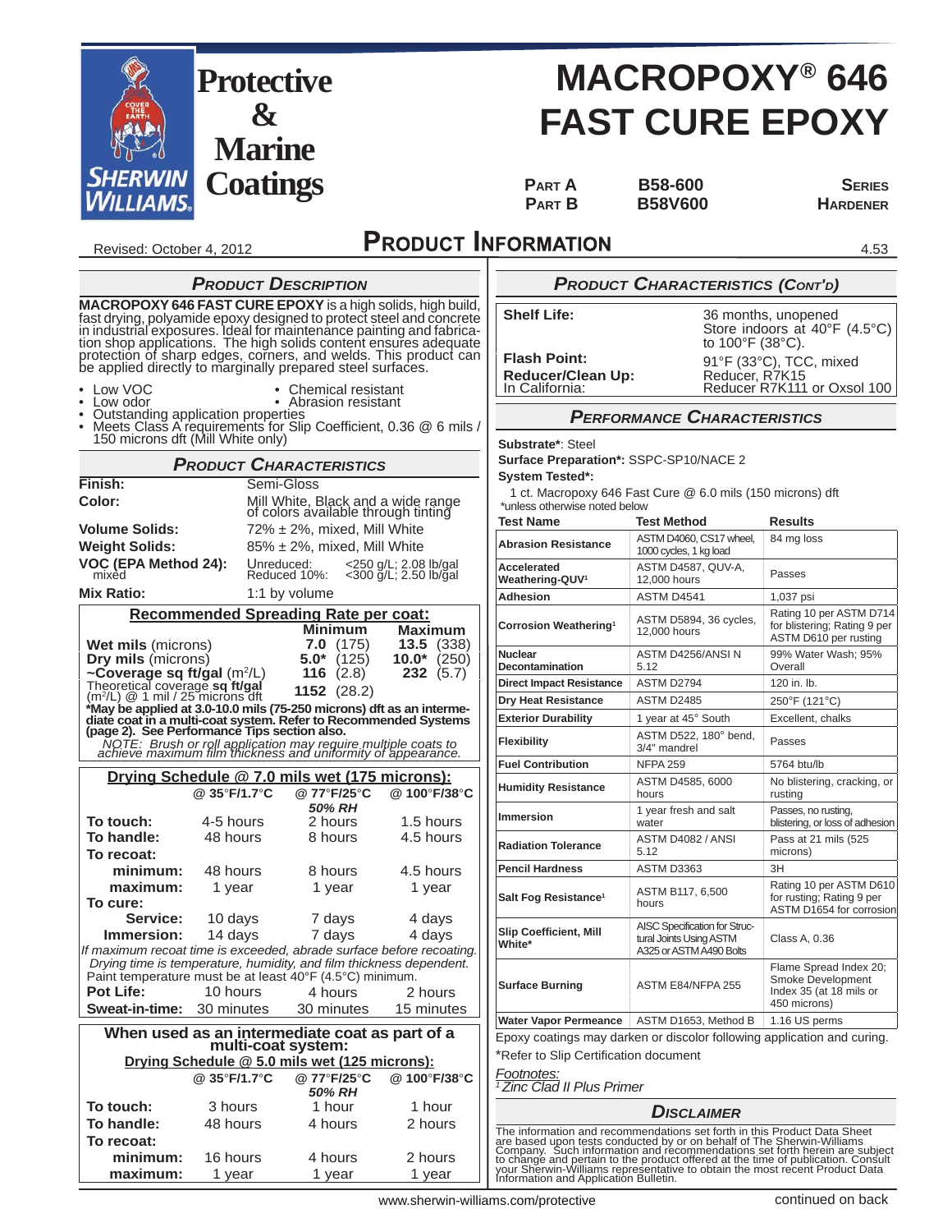**Protective & Marine Coatings**

# MACROPOXY® 646 FAST CURE EPOXY

| PART A | B58-600 | SERIES |
|---|---|---|
| PART B | B58V600 | HARDENER |

Revised: October 4, 2012

## PRODUCT INFORMATION

4.53

### PRODUCT DESCRIPTION

**MACROPOXY 646 FAST CURE EPOXY** is a high solids, high build, fast drying, polyamide epoxy designed to protect steel and concrete in industrial exposures. Ideal for maintenance painting and fabrication shop applications. The high solids content ensures adequate protection of sharp edges, corners, and welds. This product can be applied directly to marginally prepared steel surfaces.

- Low VOC
- Low odor
- Chemical resistant
- Abrasion resistant
- Outstanding application properties
- Meets Class A requirements for Slip Coefficient, 0.36 @ 6 mils / 150 microns dft (Mill White only)

### PRODUCT CHARACTERISTICS

| | |
|---|---|
| **Finish:** | Semi-Gloss |
| **Color:** | Mill White, Black and a wide range of colors available through tinting |
| **Volume Solids:** | 72% ± 2%, mixed, Mill White |
| **Weight Solids:** | 85% ± 2%, mixed, Mill White |
| **VOC (EPA Method 24):** mixed | Unreduced: <250 g/L; 2.08 lb/gal<br>Reduced 10%: <300 g/L; 2.50 lb/gal |
| **Mix Ratio:** | 1:1 by volume |

**Recommended Spreading Rate per coat:**

| | Minimum | Maximum |
|---|---|---|
| **Wet mils** (microns) | **7.0** (175) | **13.5** (338) |
| **Dry mils** (microns) | **5.0*** (125) | **10.0*** (250) |
| **~Coverage sq ft/gal** ($m^2$/L) | **116** (2.8) | **232** (5.7) |
| Theoretical coverage **sq ft/gal** ($m^2$/L) @ 1 mil / 25 microns dft | **1152** (28.2) | |

***May be applied at 3.0-10.0 mils (75-250 microns) dft as an intermediate coat in a multi-coat system. Refer to Recommended Systems (page 2). See Performance Tips section also.**

*NOTE: Brush or roll application may require multiple coats to achieve maximum film thickness and uniformity of appearance.*

**Drying Schedule @ 7.0 mils wet (175 microns):**

| | @ 35°F/1.7°C | @ 77°F/25°C 50% RH | @ 100°F/38°C |
|---|---|---|---|
| **To touch:** | 4-5 hours | 2 hours | 1.5 hours |
| **To handle:** | 48 hours | 8 hours | 4.5 hours |
| **To recoat:** | | | |
| **minimum:** | 48 hours | 8 hours | 4.5 hours |
| **maximum:** | 1 year | 1 year | 1 year |
| **To cure:** | | | |
| **Service:** | 10 days | 7 days | 4 days |
| **Immersion:** | 14 days | 7 days | 4 days |

*If maximum recoat time is exceeded, abrade surface before recoating. Drying time is temperature, humidity, and film thickness dependent.*
Paint temperature must be at least 40°F (4.5°C) minimum.

| | | | |
|---|---|---|---|
| **Pot Life:** | 10 hours | 4 hours | 2 hours |
| **Sweat-in-time:** | 30 minutes | 30 minutes | 15 minutes |

**When used as an intermediate coat as part of a multi-coat system:**

**Drying Schedule @ 5.0 mils wet (125 microns):**

| | @ 35°F/1.7°C | @ 77°F/25°C 50% RH | @ 100°F/38°C |
|---|---|---|---|
| **To touch:** | 3 hours | 1 hour | 1 hour |
| **To handle:** | 48 hours | 4 hours | 2 hours |
| **To recoat:** | | | |
| **minimum:** | 16 hours | 4 hours | 2 hours |
| **maximum:** | 1 year | 1 year | 1 year |

### PRODUCT CHARACTERISTICS (CONT'D)

| | |
|---|---|
| **Shelf Life:** | 36 months, unopened<br>Store indoors at 40°F (4.5°C) to 100°F (38°C). |
| **Flash Point:** | 91°F (33°C), TCC, mixed |
| **Reducer/Clean Up:** | Reducer, R7K15 |
| In California: | Reducer R7K111 or Oxsol 100 |

### PERFORMANCE CHARACTERISTICS

**Substrate***: Steel
**Surface Preparation***: SSPC-SP10/NACE 2
**System Tested***:
1 ct. Macropoxy 646 Fast Cure @ 6.0 mils (150 microns) dft
*unless otherwise noted below

| Test Name | Test Method | Results |
|---|---|---|
| Abrasion Resistance | ASTM D4060, CS17 wheel, 1000 cycles, 1 kg load | 84 mg loss |
| Accelerated Weathering-QUV[1] | ASTM D4587, QUV-A, 12,000 hours | Passes |
| Adhesion | ASTM D4541 | 1,037 psi |
| Corrosion Weathering[1] | ASTM D5894, 36 cycles, 12,000 hours | Rating 10 per ASTM D714 for blistering; Rating 9 per ASTM D610 per rusting |
| Nuclear Decontamination | ASTM D4256/ANSI N 5.12 | 99% Water Wash; 95% Overall |
| Direct Impact Resistance | ASTM D2794 | 120 in. lb. |
| Dry Heat Resistance | ASTM D2485 | 250°F (121°C) |
| Exterior Durability | 1 year at 45° South | Excellent, chalks |
| Flexibility | ASTM D522, 180° bend, 3/4" mandrel | Passes |
| Fuel Contribution | NFPA 259 | 5764 btu/lb |
| Humidity Resistance | ASTM D4585, 6000 hours | No blistering, cracking, or rusting |
| Immersion | 1 year fresh and salt water | Passes, no rusting, blistering, or loss of adhesion |
| Radiation Tolerance | ASTM D4082 / ANSI 5.12 | Pass at 21 mils (525 microns) |
| Pencil Hardness | ASTM D3363 | 3H |
| Salt Fog Resistance[1] | ASTM B117, 6,500 hours | Rating 10 per ASTM D610 for rusting; Rating 9 per ASTM D1654 for corrosion |
| Slip Coefficient, Mill White* | AISC Specification for Structural Joints Using ASTM A325 or ASTM A490 Bolts | Class A, 0.36 |
| Surface Burning | ASTM E84/NFPA 255 | Flame Spread Index 20; Smoke Development Index 35 (at 18 mils or 450 microns) |
| Water Vapor Permeance | ASTM D1653, Method B | 1.16 US perms |

Epoxy coatings may darken or discolor following application and curing.

*Refer to Slip Certification document

*Footnotes:*
*[1] Zinc Clad II Plus Primer*

### DISCLAIMER

The information and recommendations set forth in this Product Data Sheet are based upon tests conducted by or on behalf of The Sherwin-Williams Company. Such information and recommendations set forth herein are subject to change and pertain to the product offered at the time of publication. Consult your Sherwin-Williams representative to obtain the most recent Product Data Information and Application Bulletin.

www.sherwin-williams.com/protective

continued on back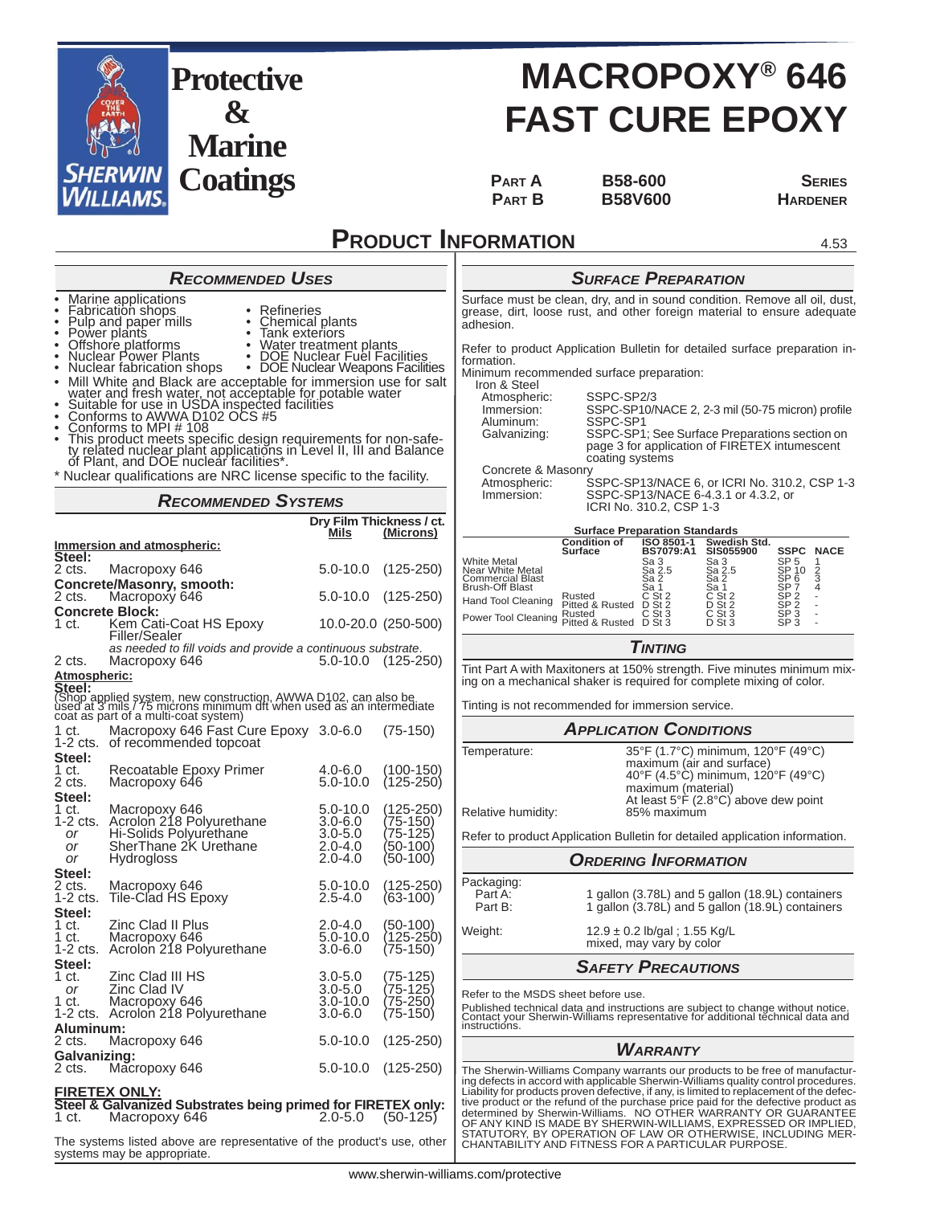# Protective & Marine Coatings

# MACROPOXY® 646 FAST CURE EPOXY

| | | |
|---|---|---|
| PART A | B58-600 | SERIES |
| PART B | B58V600 | HARDENER |

## PRODUCT INFORMATION

4.53

### RECOMMENDED USES

- Marine applications
- Fabrication shops
- Pulp and paper mills
- Power plants
- Offshore platforms
- Nuclear Power Plants
- Nuclear fabrication shops
- Refineries
- Chemical plants
- Tank exteriors
- Water treatment plants
- DOE Nuclear Fuel Facilities
- DOE Nuclear Weapons Facilities
- Mill White and Black are acceptable for immersion use for salt water and fresh water, not acceptable for potable water
- Suitable for use in USDA inspected facilities
- Conforms to AWWA D102 OCS #5
- Conforms to MPI # 108
- This product meets specific design requirements for non-safety related nuclear plant applications in Level II, III and Balance of Plant, and DOE nuclear facilities*.

\* Nuclear qualifications are NRC license specific to the facility.

### RECOMMENDED SYSTEMS

| | | Dry Film Thickness / ct. Mils | (Microns) |
|---|---|---|---|
| **Immersion and atmospheric:** | | | |
| **Steel:** | | | |
| 2 cts. | Macropoxy 646 | 5.0-10.0 | (125-250) |
| **Concrete/Masonry, smooth:** | | | |
| 2 cts. | Macropoxy 646 | 5.0-10.0 | (125-250) |
| **Concrete Block:** | | | |
| 1 ct. | Kem Cati-Coat HS Epoxy Filler/Sealer | 10.0-20.0 | (250-500) |
| | *as needed to fill voids and provide a continuous substrate.* | | |
| 2 cts. | Macropoxy 646 | 5.0-10.0 | (125-250) |
| **Atmospheric:** | | | |
| **Steel:** (Shop applied system, new construction, AWWA D102, can also be used at 3 mils / 75 microns minimum dft when used as an intermediate coat as part of a multi-coat system) | | | |
| 1 ct. | Macropoxy 646 Fast Cure Epoxy | 3.0-6.0 | (75-150) |
| 1-2 cts. | of recommended topcoat | | |
| **Steel:** | | | |
| 1 ct. | Recoatable Epoxy Primer | 4.0-6.0 | (100-150) |
| 2 cts. | Macropoxy 646 | 5.0-10.0 | (125-250) |
| **Steel:** | | | |
| 1 ct. | Macropoxy 646 | 5.0-10.0 | (125-250) |
| 1-2 cts. | Acrolon 218 Polyurethane | 3.0-6.0 | (75-150) |
| *or* | Hi-Solids Polyurethane | 3.0-5.0 | (75-125) |
| *or* | SherThane 2K Urethane | 2.0-4.0 | (50-100) |
| *or* | Hydrogloss | 2.0-4.0 | (50-100) |
| **Steel:** | | | |
| 2 cts. | Macropoxy 646 | 5.0-10.0 | (125-250) |
| 1-2 cts. | Tile-Clad HS Epoxy | 2.5-4.0 | (63-100) |
| **Steel:** | | | |
| 1 ct. | Zinc Clad II Plus | 2.0-4.0 | (50-100) |
| 1 ct. | Macropoxy 646 | 5.0-10.0 | (125-250) |
| 1-2 cts. | Acrolon 218 Polyurethane | 3.0-6.0 | (75-150) |
| **Steel:** | | | |
| 1 ct. | Zinc Clad III HS | 3.0-5.0 | (75-125) |
| *or* | Zinc Clad IV | 3.0-5.0 | (75-125) |
| 1 ct. | Macropoxy 646 | 3.0-10.0 | (75-250) |
| 1-2 cts. | Acrolon 218 Polyurethane | 3.0-6.0 | (75-150) |
| **Aluminum:** | | | |
| 2 cts. | Macropoxy 646 | 5.0-10.0 | (125-250) |
| **Galvanizing:** | | | |
| 2 cts. | Macropoxy 646 | 5.0-10.0 | (125-250) |
| **FIRETEX ONLY:** | | | |
| **Steel & Galvanized Substrates being primed for FIRETEX only:** | | | |
| 1 ct. | Macropoxy 646 | 2.0-5.0 | (50-125) |

The systems listed above are representative of the product's use, other systems may be appropriate.

### SURFACE PREPARATION

Surface must be clean, dry, and in sound condition. Remove all oil, dust, grease, dirt, loose rust, and other foreign material to ensure adequate adhesion.

Refer to product Application Bulletin for detailed surface preparation information.

Minimum recommended surface preparation:

- Iron & Steel
  - Atmospheric: SSPC-SP2/3
  - Immersion: SSPC-SP10/NACE 2, 2-3 mil (50-75 micron) profile
- Aluminum: SSPC-SP1
- Galvanizing: SSPC-SP1; See Surface Preparations section on page 3 for application of FIRETEX intumescent coating systems
- Concrete & Masonry
  - Atmospheric: SSPC-SP13/NACE 6, or ICRI No. 310.2, CSP 1-3
  - Immersion: SSPC-SP13/NACE 6-4.3.1 or 4.3.2, or ICRI No. 310.2, CSP 1-3

**Surface Preparation Standards**

| | Condition of Surface | ISO 8501-1 BS7079:A1 | Swedish Std. SIS055900 | SSPC | NACE |
|---|---|---|---|---|---|
| White Metal | | Sa 3 | Sa 3 | SP 5 | 1 |
| Near White Metal | | Sa 2.5 | Sa 2.5 | SP 10 | 2 |
| Commercial Blast | | Sa 2 | Sa 2 | SP 6 | 3 |
| Brush-Off Blast | | Sa 1 | Sa 1 | SP 7 | 4 |
| Hand Tool Cleaning | Rusted | C St 2 | C St 2 | SP 2 | - |
| | Pitted & Rusted | D St 2 | D St 2 | SP 2 | - |
| Power Tool Cleaning | Rusted | C St 3 | C St 3 | SP 3 | - |
| | Pitted & Rusted | D St 3 | D St 3 | SP 3 | - |

### TINTING

Tint Part A with Maxitoners at 150% strength. Five minutes minimum mixing on a mechanical shaker is required for complete mixing of color.

Tinting is not recommended for immersion service.

### APPLICATION CONDITIONS

| | |
|---|---|
| Temperature: | 35°F (1.7°C) minimum, 120°F (49°C) maximum (air and surface) |
| | 40°F (4.5°C) minimum, 120°F (49°C) maximum (material) |
| | At least 5°F (2.8°C) above dew point |
| Relative humidity: | 85% maximum |

Refer to product Application Bulletin for detailed application information.

### ORDERING INFORMATION

| | |
|---|---|
| Packaging: | |
| Part A: | 1 gallon (3.78L) and 5 gallon (18.9L) containers |
| Part B: | 1 gallon (3.78L) and 5 gallon (18.9L) containers |
| Weight: | 12.9 ± 0.2 lb/gal ; 1.55 Kg/L mixed, may vary by color |

### SAFETY PRECAUTIONS

Refer to the MSDS sheet before use.

Published technical data and instructions are subject to change without notice. Contact your Sherwin-Williams representative for additional technical data and instructions.

### WARRANTY

The Sherwin-Williams Company warrants our products to be free of manufacturing defects in accord with applicable Sherwin-Williams quality control procedures. Liability for products proven defective, if any, is limited to replacement of the defective product or the refund of the purchase price paid for the defective product as determined by Sherwin-Williams. NO OTHER WARRANTY OR GUARANTEE OF ANY KIND IS MADE BY SHERWIN-WILLIAMS, EXPRESSED OR IMPLIED, STATUTORY, BY OPERATION OF LAW OR OTHERWISE, INCLUDING MERCHANTABILITY AND FITNESS FOR A PARTICULAR PURPOSE.

www.sherwin-williams.com/protective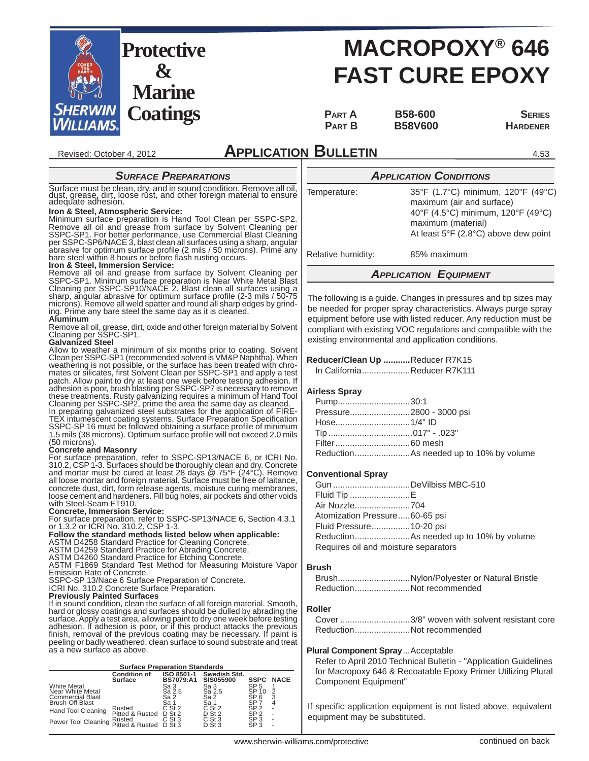# MACROPOXY® 646 FAST CURE EPOXY

| | | |
|---|---|---|
| PART A | B58-600 | SERIES |
| PART B | B58V600 | HARDENER |

Revised: October 4, 2012

## APPLICATION BULLETIN

4.53

### SURFACE PREPARATIONS

Surface must be clean, dry, and in sound condition. Remove all oil, dust, grease, dirt, loose rust, and other foreign material to ensure adequate adhesion.

**Iron & Steel, Atmospheric Service:**
Minimum surface preparation is Hand Tool Clean per SSPC-SP2. Remove all oil and grease from surface by Solvent Cleaning per SSPC-SP1. For better performance, use Commercial Blast Cleaning per SSPC-SP6/NACE 3, blast clean all surfaces using a sharp, angular abrasive for optimum surface profile (2 mils / 50 microns). Prime any bare steel within 8 hours or before flash rusting occurs.

**Iron & Steel, Immersion Service:**
Remove all oil and grease from surface by Solvent Cleaning per SSPC-SP1. Minimum surface preparation is Near White Metal Blast Cleaning per SSPC-SP10/NACE 2. Blast clean all surfaces using a sharp, angular abrasive for optimum surface profile (2-3 mils / 50-75 microns). Remove all weld spatter and round all sharp edges by grinding. Prime any bare steel the same day as it is cleaned.

**Aluminum**
Remove all oil, grease, dirt, oxide and other foreign material by Solvent Cleaning per SSPC-SP1.

**Galvanized Steel**
Allow to weather a minimum of six months prior to coating. Solvent Clean per SSPC-SP1 (recommended solvent is VM&P Naphtha). When weathering is not possible, or the surface has been treated with chromates or silicates, first Solvent Clean per SSPC-SP1 and apply a test patch. Allow paint to dry at least one week before testing adhesion. If adhesion is poor, brush blasting per SSPC-SP7 is necessary to remove these treatments. Rusty galvanizing requires a minimum of Hand Tool Cleaning per SSPC-SP2, prime the area the same day as cleaned. In preparing galvanized steel substrates for the application of FIRETEX intumescent coating systems, Surface Preparation Specification SSPC-SP 16 must be followed obtaining a surface profile of minimum 1.5 mils (38 microns). Optimum surface profile will not exceed 2.0 mils (50 microns).

**Concrete and Masonry**
For surface preparation, refer to SSPC-SP13/NACE 6, or ICRI No. 310.2, CSP 1-3. Surfaces should be thoroughly clean and dry. Concrete and mortar must be cured at least 28 days @ 75°F (24°C). Remove all loose mortar and foreign material. Surface must be free of laitance, concrete dust, dirt, form release agents, moisture curing membranes, loose cement and hardeners. Fill bug holes, air pockets and other voids with Steel-Seam FT910.

**Concrete, Immersion Service:**
For surface preparation, refer to SSPC-SP13/NACE 6, Section 4.3.1 or 1.3.2 or ICRI No. 310.2, CSP 1-3.

**Follow the standard methods listed below when applicable:**
ASTM D4258 Standard Practice for Cleaning Concrete.
ASTM D4259 Standard Practice for Abrading Concrete.
ASTM D4260 Standard Practice for Etching Concrete.
ASTM F1869 Standard Test Method for Measuring Moisture Vapor Emission Rate of Concrete.
SSPC-SP 13/Nace 6 Surface Preparation of Concrete.
ICRI No. 310.2 Concrete Surface Preparation.

**Previously Painted Surfaces**
If in sound condition, clean the surface of all foreign material. Smooth, hard or glossy coatings and surfaces should be dulled by abrading the surface. Apply a test area, allowing paint to dry one week before testing adhesion. If adhesion is poor, or if this product attacks the previous finish, removal of the previous coating may be necessary. If paint is peeling or badly weathered, clean surface to sound substrate and treat as a new surface as above.

**Surface Preparation Standards**

| | Condition of Surface | ISO 8501-1 BS7079:A1 | Swedish Std. SIS055900 | SSPC | NACE |
|---|---|---|---|---|---|
| White Metal | | Sa 3 | Sa 3 | SP 5 | 1 |
| Near White Metal | | Sa 2.5 | Sa 2.5 | SP 10 | 2 |
| Commercial Blast | | Sa 2 | Sa 2 | SP 6 | 3 |
| Brush-Off Blast | | Sa 1 | Sa 1 | SP 7 | 4 |
| Hand Tool Cleaning | Rusted | C St 2 | C St 2 | SP 2 | - |
| | Pitted & Rusted | D St 2 | D St 2 | SP 2 | - |
| Power Tool Cleaning | Rusted | C St 3 | C St 3 | SP 3 | - |
| | Pitted & Rusted | D St 3 | D St 3 | SP 3 | - |

### APPLICATION CONDITIONS

| | |
|---|---|
| Temperature: | 35°F (1.7°C) minimum, 120°F (49°C) maximum (air and surface)<br>40°F (4.5°C) minimum, 120°F (49°C) maximum (material)<br>At least 5°F (2.8°C) above dew point |
| Relative humidity: | 85% maximum |

### APPLICATION EQUIPMENT

The following is a guide. Changes in pressures and tip sizes may be needed for proper spray characteristics. Always purge spray equipment before use with listed reducer. Any reduction must be compliant with existing environmental and application conditions.

**Reducer/Clean Up** ...........Reducer R7K15
In California....................Reducer R7K111

**Airless Spray**
Pump..............................30:1
Pressure.........................2800 - 3000 psi
Hose...............................1/4" ID
Tip..................................017" - .023"
Filter...............................60 mesh
Reduction.......................As needed up to 10% by volume

**Conventional Spray**
Gun................................DeVilbiss MBC-510
Fluid Tip.........................E
Air Nozzle.......................704
Atomization Pressure.....60-65 psi
Fluid Pressure................10-20 psi
Reduction.......................As needed up to 10% by volume
Requires oil and moisture separators

**Brush**
Brush..............................Nylon/Polyester or Natural Bristle
Reduction.......................Not recommended

**Roller**
Cover.............................3/8" woven with solvent resistant core
Reduction.......................Not recommended

**Plural Component Spray**...Acceptable
Refer to April 2010 Technical Bulletin - "Application Guidelines for Macropoxy 646 & Recoatable Epoxy Primer Utilizing Plural Component Equipment"

If specific application equipment is not listed above, equivalent equipment may be substituted.

www.sherwin-williams.com/protective

continued on back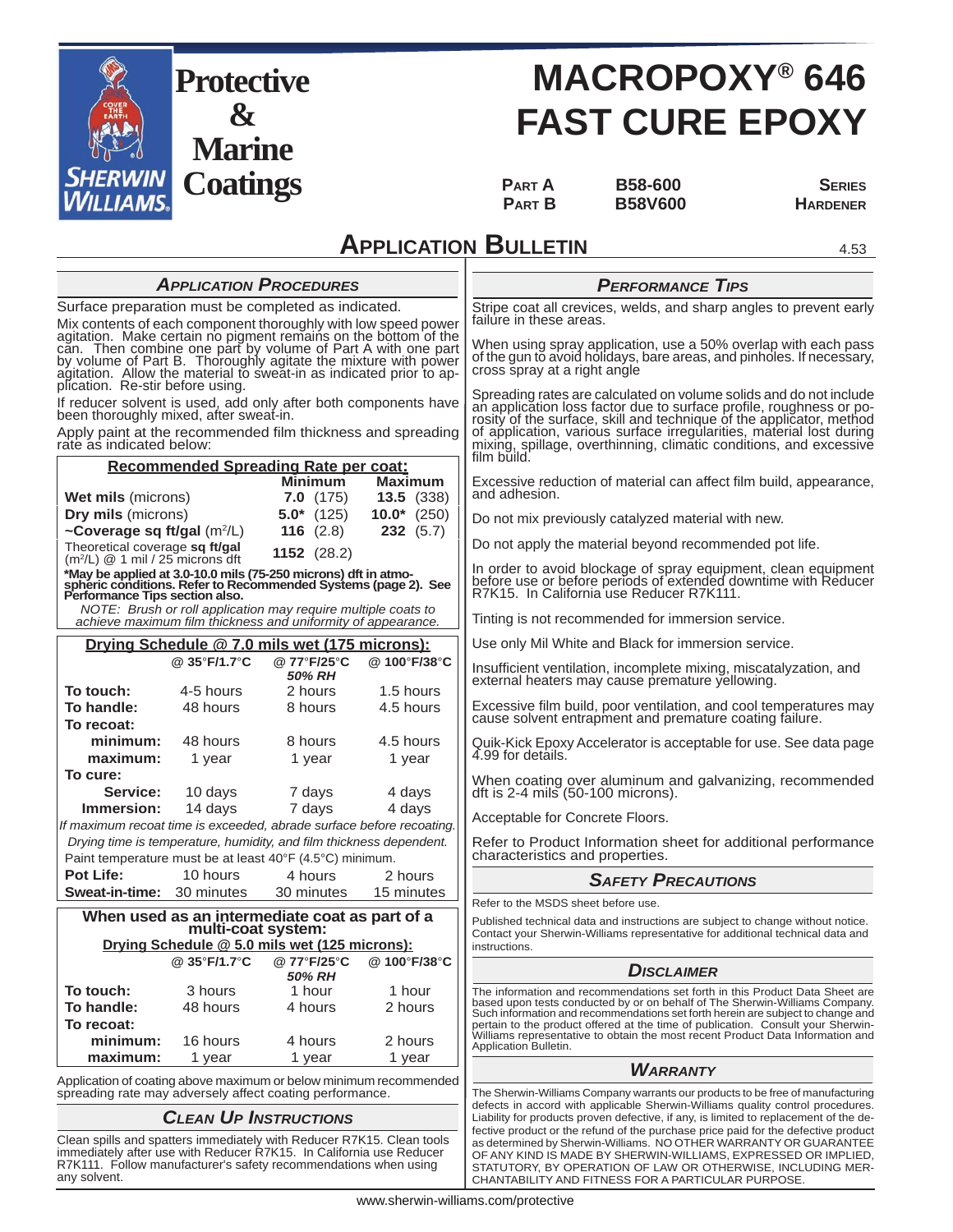# MACROPOXY® 646 FAST CURE EPOXY

Protective & Marine Coatings

| | | |
|---|---|---|
| PART A | B58-600 | SERIES |
| PART B | B58V600 | HARDENER |

## APPLICATION BULLETIN

4.53

### APPLICATION PROCEDURES

Surface preparation must be completed as indicated.

Mix contents of each component thoroughly with low speed power agitation. Make certain no pigment remains on the bottom of the can. Then combine one part by volume of Part A with one part by volume of Part B. Thoroughly agitate the mixture with power agitation. Allow the material to sweat-in as indicated prior to application. Re-stir before using.

If reducer solvent is used, add only after both components have been thoroughly mixed, after sweat-in.

Apply paint at the recommended film thickness and spreading rate as indicated below:

**Recommended Spreading Rate per coat:**

| | Minimum | Maximum |
|---|---|---|
| **Wet mils** (microns) | **7.0** (175) | **13.5** (338) |
| **Dry mils** (microns) | **5.0*** (125) | **10.0*** (250) |
| **~Coverage sq ft/gal** ($m^2$/L) | **116** (2.8) | **232** (5.7) |
| Theoretical coverage **sq ft/gal** ($m^2$/L) @ 1 mil / 25 microns dft | **1152** (28.2) | |

**\*May be applied at 3.0-10.0 mils (75-250 microns) dft in atmospheric conditions. Refer to Recommended Systems (page 2). See Performance Tips section also.**

*NOTE: Brush or roll application may require multiple coats to achieve maximum film thickness and uniformity of appearance.*

**Drying Schedule @ 7.0 mils wet (175 microns):**

| | @ 35°F/1.7°C | @ 77°F/25°C *50% RH* | @ 100°F/38°C |
|---|---|---|---|
| **To touch:** | 4-5 hours | 2 hours | 1.5 hours |
| **To handle:** | 48 hours | 8 hours | 4.5 hours |
| **To recoat:** | | | |
| **minimum:** | 48 hours | 8 hours | 4.5 hours |
| **maximum:** | 1 year | 1 year | 1 year |
| **To cure:** | | | |
| **Service:** | 10 days | 7 days | 4 days |
| **Immersion:** | 14 days | 7 days | 4 days |

*If maximum recoat time is exceeded, abrade surface before recoating.*

*Drying time is temperature, humidity, and film thickness dependent.*

Paint temperature must be at least 40°F (4.5°C) minimum.

| | @ 35°F/1.7°C | @ 77°F/25°C | @ 100°F/38°C |
|---|---|---|---|
| **Pot Life:** | 10 hours | 4 hours | 2 hours |
| **Sweat-in-time:** | 30 minutes | 30 minutes | 15 minutes |

**When used as an intermediate coat as part of a multi-coat system:**

**Drying Schedule @ 5.0 mils wet (125 microns):**

| | @ 35°F/1.7°C | @ 77°F/25°C *50% RH* | @ 100°F/38°C |
|---|---|---|---|
| **To touch:** | 3 hours | 1 hour | 1 hour |
| **To handle:** | 48 hours | 4 hours | 2 hours |
| **To recoat:** | | | |
| **minimum:** | 16 hours | 4 hours | 2 hours |
| **maximum:** | 1 year | 1 year | 1 year |

Application of coating above maximum or below minimum recommended spreading rate may adversely affect coating performance.

### CLEAN UP INSTRUCTIONS

Clean spills and spatters immediately with Reducer R7K15. Clean tools immediately after use with Reducer R7K15. In California use Reducer R7K111. Follow manufacturer's safety recommendations when using any solvent.

### PERFORMANCE TIPS

Stripe coat all crevices, welds, and sharp angles to prevent early failure in these areas.

When using spray application, use a 50% overlap with each pass of the gun to avoid holidays, bare areas, and pinholes. If necessary, cross spray at a right angle

Spreading rates are calculated on volume solids and do not include an application loss factor due to surface profile, roughness or porosity of the surface, skill and technique of the applicator, method of application, various surface irregularities, material lost during mixing, spillage, overthinning, climatic conditions, and excessive film build.

Excessive reduction of material can affect film build, appearance, and adhesion.

Do not mix previously catalyzed material with new.

Do not apply the material beyond recommended pot life.

In order to avoid blockage of spray equipment, clean equipment before use or before periods of extended downtime with Reducer R7K15. In California use Reducer R7K111.

Tinting is not recommended for immersion service.

Use only Mil White and Black for immersion service.

Insufficient ventilation, incomplete mixing, miscatalyzation, and external heaters may cause premature yellowing.

Excessive film build, poor ventilation, and cool temperatures may cause solvent entrapment and premature coating failure.

Quik-Kick Epoxy Accelerator is acceptable for use. See data page 4.99 for details.

When coating over aluminum and galvanizing, recommended dft is 2-4 mils (50-100 microns).

Acceptable for Concrete Floors.

Refer to Product Information sheet for additional performance characteristics and properties.

### SAFETY PRECAUTIONS

Refer to the MSDS sheet before use.

Published technical data and instructions are subject to change without notice. Contact your Sherwin-Williams representative for additional technical data and instructions.

### DISCLAIMER

The information and recommendations set forth in this Product Data Sheet are based upon tests conducted by or on behalf of The Sherwin-Williams Company. Such information and recommendations set forth herein are subject to change and pertain to the product offered at the time of publication. Consult your Sherwin-Williams representative to obtain the most recent Product Data Information and Application Bulletin.

### WARRANTY

The Sherwin-Williams Company warrants our products to be free of manufacturing defects in accord with applicable Sherwin-Williams quality control procedures. Liability for products proven defective, if any, is limited to replacement of the defective product or the refund of the purchase price paid for the defective product as determined by Sherwin-Williams. NO OTHER WARRANTY OR GUARANTEE OF ANY KIND IS MADE BY SHERWIN-WILLIAMS, EXPRESSED OR IMPLIED, STATUTORY, BY OPERATION OF LAW OR OTHERWISE, INCLUDING MERCHANTABILITY AND FITNESS FOR A PARTICULAR PURPOSE.

www.sherwin-williams.com/protective